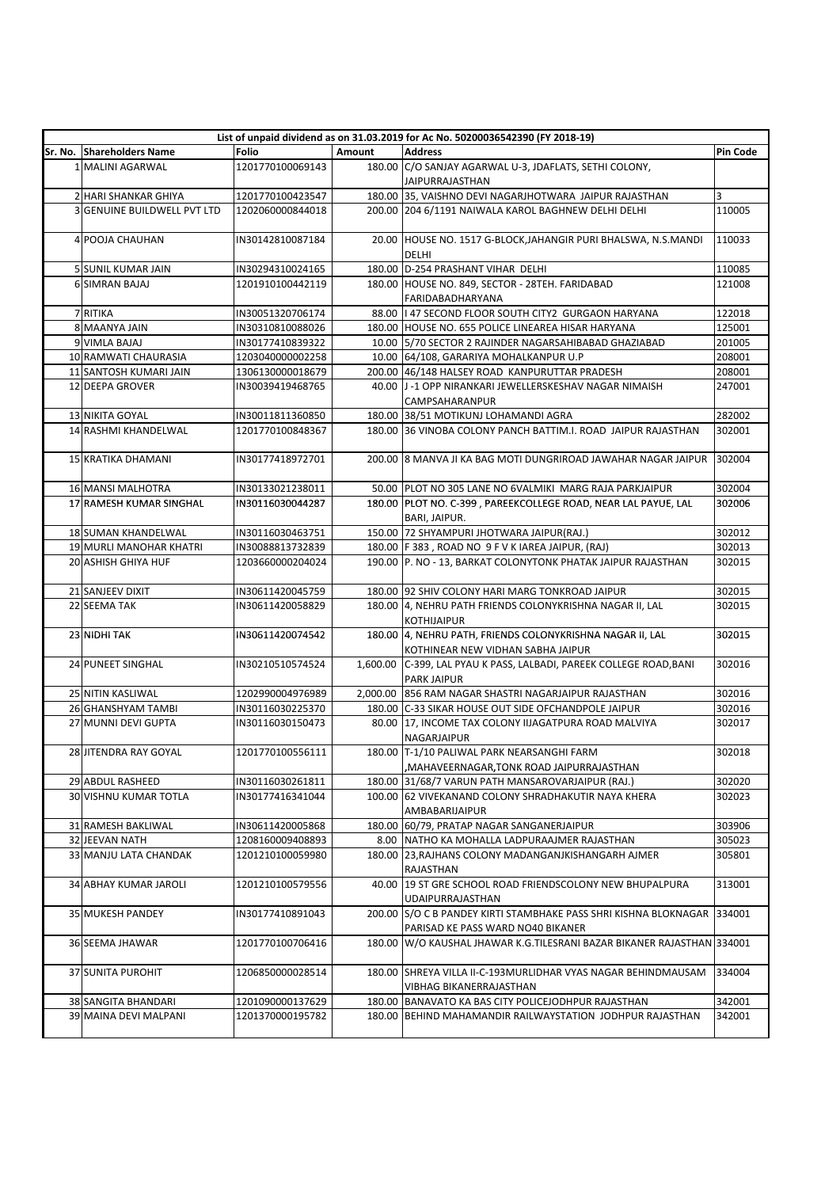| List of unpaid dividend as on 31.03.2019 for Ac No. 50200036542390 (FY 2018-19) | | | | | |
|---|---|---|---|---|---|
| Sr. No. | Shareholders Name | Folio | Amount | Address | Pin Code |
| 1 | MALINI AGARWAL | 1201770100069143 | 180.00 | C/O SANJAY AGARWAL U-3, JDAFLATS, SETHI COLONY, JAIPURRAJASTHAN | |
| 2 | HARI SHANKAR GHIYA | 1201770100423547 | 180.00 | 35, VAISHNO DEVI NAGARJHOTWARA JAIPUR RAJASTHAN | 3 |
| 3 | GENUINE BUILDWELL PVT LTD | 1202060000844018 | 200.00 | 204 6/1191 NAIWALA KAROL BAGHNEW DELHI DELHI | 110005 |
| 4 | POOJA CHAUHAN | IN30142810087184 | 20.00 | HOUSE NO. 1517 G-BLOCK,JAHANGIR PURI BHALSWA, N.S.MANDI DELHI | 110033 |
| 5 | SUNIL KUMAR JAIN | IN30294310024165 | 180.00 | D-254 PRASHANT VIHAR DELHI | 110085 |
| 6 | SIMRAN BAJAJ | 1201910100442119 | 180.00 | HOUSE NO. 849, SECTOR - 28TEH. FARIDABAD FARIDABADHARYANA | 121008 |
| 7 | RITIKA | IN30051320706174 | 88.00 | I 47 SECOND FLOOR SOUTH CITY2 GURGAON HARYANA | 122018 |
| 8 | MAANYA JAIN | IN30310810088026 | 180.00 | HOUSE NO. 655 POLICE LINEAREA HISAR HARYANA | 125001 |
| 9 | VIMLA BAJAJ | IN30177410839322 | 10.00 | 5/70 SECTOR 2 RAJINDER NAGARSAHIBABAD GHAZIABAD | 201005 |
| 10 | RAMWATI CHAURASIA | 1203040000002258 | 10.00 | 64/108, GARARIYA MOHALKANPUR U.P | 208001 |
| 11 | SANTOSH KUMARI JAIN | 1306130000018679 | 200.00 | 46/148 HALSEY ROAD KANPURUTTAR PRADESH | 208001 |
| 12 | DEEPA GROVER | IN30039419468765 | 40.00 | J -1 OPP NIRANKARI JEWELLERSKESHAV NAGAR NIMAISH CAMPSAHARANPUR | 247001 |
| 13 | NIKITA GOYAL | IN30011811360850 | 180.00 | 38/51 MOTIKUNJ LOHAMANDI AGRA | 282002 |
| 14 | RASHMI KHANDELWAL | 1201770100848367 | 180.00 | 36 VINOBA COLONY PANCH BATTIM.I. ROAD JAIPUR RAJASTHAN | 302001 |
| 15 | KRATIKA DHAMANI | IN30177418972701 | 200.00 | 8 MANVA JI KA BAG MOTI DUNGRIROAD JAWAHAR NAGAR JAIPUR | 302004 |
| 16 | MANSI MALHOTRA | IN30133021238011 | 50.00 | PLOT NO 305 LANE NO 6VALMIKI MARG RAJA PARKJAIPUR | 302004 |
| 17 | RAMESH KUMAR SINGHAL | IN30116030044287 | 180.00 | PLOT NO. C-399 , PAREEKCOLLEGE ROAD, NEAR LAL PAYUE, LAL BARI, JAIPUR. | 302006 |
| 18 | SUMAN KHANDELWAL | IN30116030463751 | 150.00 | 72 SHYAMPURI JHOTWARA JAIPUR(RAJ.) | 302012 |
| 19 | MURLI MANOHAR KHATRI | IN30088813732839 | 180.00 | F 383 , ROAD NO 9 F V K IAREA JAIPUR, (RAJ) | 302013 |
| 20 | ASHISH GHIYA HUF | 1203660000204024 | 190.00 | P. NO - 13, BARKAT COLONYTONK PHATAK JAIPUR RAJASTHAN | 302015 |
| 21 | SANJEEV DIXIT | IN30611420045759 | 180.00 | 92 SHIV COLONY HARI MARG TONKROAD JAIPUR | 302015 |
| 22 | SEEMA TAK | IN30611420058829 | 180.00 | 4, NEHRU PATH FRIENDS COLONYKRISHNA NAGAR II, LAL KOTHIJAIPUR | 302015 |
| 23 | NIDHI TAK | IN30611420074542 | 180.00 | 4, NEHRU PATH, FRIENDS COLONYKRISHNA NAGAR II, LAL KOTHINEAR NEW VIDHAN SABHA JAIPUR | 302015 |
| 24 | PUNEET SINGHAL | IN30210510574524 | 1,600.00 | C-399, LAL PYAU K PASS, LALBADI, PAREEK COLLEGE ROAD,BANI PARK JAIPUR | 302016 |
| 25 | NITIN KASLIWAL | 1202990004976989 | 2,000.00 | 856 RAM NAGAR SHASTRI NAGARJAIPUR RAJASTHAN | 302016 |
| 26 | GHANSHYAM TAMBI | IN30116030225370 | 180.00 | C-33 SIKAR HOUSE OUT SIDE OFCHANDPOLE JAIPUR | 302016 |
| 27 | MUNNI DEVI GUPTA | IN30116030150473 | 80.00 | 17, INCOME TAX COLONY IIJAGATPURA ROAD MALVIYA NAGARJAIPUR | 302017 |
| 28 | JITENDRA RAY GOYAL | 1201770100556111 | 180.00 | T-1/10 PALIWAL PARK NEARSANGHI FARM ,MAHAVEERNAGAR,TONK ROAD JAIPURRAJASTHAN | 302018 |
| 29 | ABDUL RASHEED | IN30116030261811 | 180.00 | 31/68/7 VARUN PATH MANSAROVARJAIPUR (RAJ.) | 302020 |
| 30 | VISHNU KUMAR TOTLA | IN30177416341044 | 100.00 | 62 VIVEKANAND COLONY SHRADHAKUTIR NAYA KHERA AMBABARIJAIPUR | 302023 |
| 31 | RAMESH BAKLIWAL | IN30611420005868 | 180.00 | 60/79, PRATAP NAGAR SANGANERJAIPUR | 303906 |
| 32 | JEEVAN NATH | 1208160009408893 | 8.00 | NATHO KA MOHALLA LADPURAAJMER RAJASTHAN | 305023 |
| 33 | MANJU LATA CHANDAK | 1201210100059980 | 180.00 | 23,RAJHANS COLONY MADANGANJKISHANGARH AJMER RAJASTHAN | 305801 |
| 34 | ABHAY KUMAR JAROLI | 1201210100579556 | 40.00 | 19 ST GRE SCHOOL ROAD FRIENDSCOLONY NEW BHUPALPURA UDAIPURRAJASTHAN | 313001 |
| 35 | MUKESH PANDEY | IN30177410891043 | 200.00 | S/O C B PANDEY KIRTI STAMBHAKE PASS SHRI KISHNA BLOKNAGAR PARISAD KE PASS WARD NO40 BIKANER | 334001 |
| 36 | SEEMA JHAWAR | 1201770100706416 | 180.00 | W/O KAUSHAL JHAWAR K.G.TILESRANI BAZAR BIKANER RAJASTHAN | 334001 |
| 37 | SUNITA PUROHIT | 1206850000028514 | 180.00 | SHREYA VILLA II-C-193MURLIDHAR VYAS NAGAR BEHINDMAUSAM VIBHAG BIKANERRAJASTHAN | 334004 |
| 38 | SANGITA BHANDARI | 1201090000137629 | 180.00 | BANAVATO KA BAS CITY POLICEJODHPUR RAJASTHAN | 342001 |
| 39 | MAINA DEVI MALPANI | 1201370000195782 | 180.00 | BEHIND MAHAMANDIR RAILWAYSTATION JODHPUR RAJASTHAN | 342001 |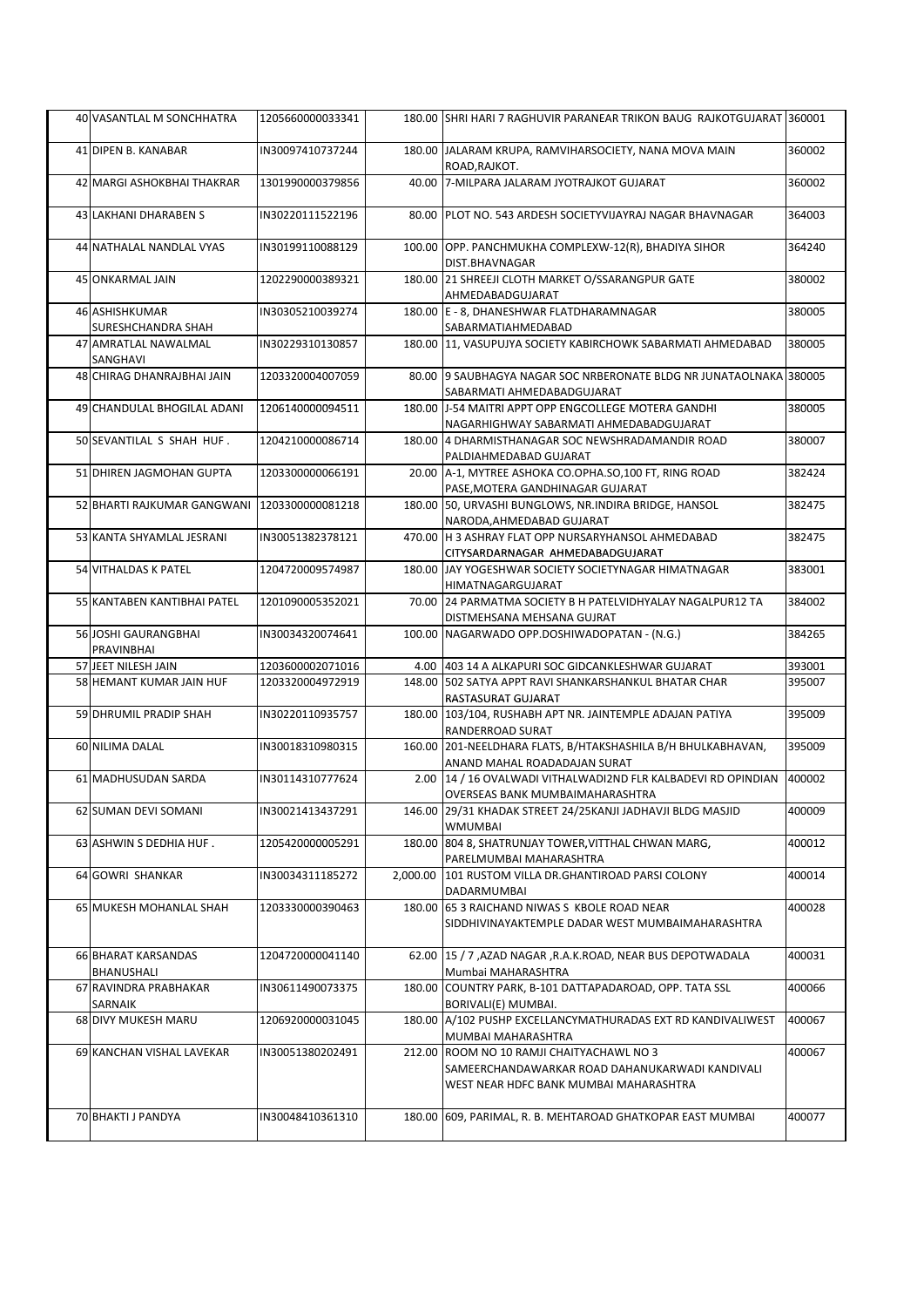| | | | | | |
|---|---|---|---|---|---|
| 40 | VASANTLAL M SONCHHATRA | 1205660000033341 | 180.00 | SHRI HARI 7 RAGHUVIR PARANEAR TRIKON BAUG RAJKOTGUJARAT | 360001 |
| 41 | DIPEN B. KANABAR | IN30097410737244 | 180.00 | JALARAM KRUPA, RAMVIHARSOCIETY, NANA MOVA MAIN ROAD,RAJKOT. | 360002 |
| 42 | MARGI ASHOKBHAI THAKRAR | 1301990000379856 | 40.00 | 7-MILPARA JALARAM JYOTRAJKOT GUJARAT | 360002 |
| 43 | LAKHANI DHARABEN S | IN30220111522196 | 80.00 | PLOT NO. 543 ARDESH SOCIETYVIJAYRAJ NAGAR BHAVNAGAR | 364003 |
| 44 | NATHALAL NANDLAL VYAS | IN30199110088129 | 100.00 | OPP. PANCHMUKHA COMPLEXW-12(R), BHADIYA SIHOR DIST.BHAVNAGAR | 364240 |
| 45 | ONKARMAL JAIN | 1202290000389321 | 180.00 | 21 SHREEJI CLOTH MARKET O/SSARANGPUR GATE AHMEDABADGUJARAT | 380002 |
| 46 | ASHISHKUMAR SURESHCHANDRA SHAH | IN30305210039274 | 180.00 | E - 8, DHANESHWAR FLATDHARAMNAGAR SABARMATIAHMEDABAD | 380005 |
| 47 | AMRATLAL NAWALMAL SANGHAVI | IN30229310130857 | 180.00 | 11, VASUPUJYA SOCIETY KABIRCHOWK SABARMATI AHMEDABAD | 380005 |
| 48 | CHIRAG DHANRAJBHAI JAIN | 1203320004007059 | 80.00 | 9 SAUBHAGYA NAGAR SOC NRBERONATE BLDG NR JUNATAOLNAKA SABARMATI AHMEDABADGUJARAT | 380005 |
| 49 | CHANDULAL BHOGILAL ADANI | 1206140000094511 | 180.00 | J-54 MAITRI APPT OPP ENGCOLLEGE MOTERA GANDHI NAGARHIGHWAY SABARMATI AHMEDABADGUJARAT | 380005 |
| 50 | SEVANTILAL S SHAH HUF . | 1204210000086714 | 180.00 | 4 DHARMISTHANAGAR SOC NEWSHRADAMANDIR ROAD PALDIAHMEDABAD GUJARAT | 380007 |
| 51 | DHIREN JAGMOHAN GUPTA | 1203300000066191 | 20.00 | A-1, MYTREE ASHOKA CO.OPHA.SO,100 FT, RING ROAD PASE,MOTERA GANDHINAGAR GUJARAT | 382424 |
| 52 | BHARTI RAJKUMAR GANGWANI | 1203300000081218 | 180.00 | 50, URVASHI BUNGLOWS, NR.INDIRA BRIDGE, HANSOL NARODA,AHMEDABAD GUJARAT | 382475 |
| 53 | KANTA SHYAMLAL JESRANI | IN30051382378121 | 470.00 | H 3 ASHRAY FLAT OPP NURSARYHANSOL AHMEDABAD CITYSARDARNAGAR AHMEDABADGUJARAT | 382475 |
| 54 | VITHALDAS K PATEL | 1204720009574987 | 180.00 | JAY YOGESHWAR SOCIETY SOCIETYNAGAR HIMATNAGAR HIMATNAGARGUJARAT | 383001 |
| 55 | KANTABEN KANTIBHAI PATEL | 1201090005352021 | 70.00 | 24 PARMATMA SOCIETY B H PATELVIDHYALAY NAGALPUR12 TA DISTMEHSANA MEHSANA GUJRAT | 384002 |
| 56 | JOSHI GAURANGBHAI PRAVINBHAI | IN30034320074641 | 100.00 | NAGARWADO OPP.DOSHIWADOPATAN - (N.G.) | 384265 |
| 57 | JEET NILESH JAIN | 1203600002071016 | 4.00 | 403 14 A ALKAPURI SOC GIDCANKLESHWAR GUJARAT | 393001 |
| 58 | HEMANT KUMAR JAIN HUF | 1203320004972919 | 148.00 | 502 SATYA APPT RAVI SHANKARSHANKUL BHATAR CHAR RASTASURAT GUJARAT | 395007 |
| 59 | DHRUMIL PRADIP SHAH | IN30220110935757 | 180.00 | 103/104, RUSHABH APT NR. JAINTEMPLE ADAJAN PATIYA RANDERROAD SURAT | 395009 |
| 60 | NILIMA DALAL | IN30018310980315 | 160.00 | 201-NEELDHARA FLATS, B/HTAKSHASHILA B/H BHULKABHAVAN, ANAND MAHAL ROADADAJAN SURAT | 395009 |
| 61 | MADHUSUDAN SARDA | IN30114310777624 | 2.00 | 14 / 16 OVALWADI VITHALWADI2ND FLR KALBADEVI RD OPINDIAN OVERSEAS BANK MUMBAIMAHARASHTRA | 400002 |
| 62 | SUMAN DEVI SOMANI | IN30021413437291 | 146.00 | 29/31 KHADAK STREET 24/25KANJI JADHAVJI BLDG MASJID WMUMBAI | 400009 |
| 63 | ASHWIN S DEDHIA HUF . | 1205420000005291 | 180.00 | 804 8, SHATRUNJAY TOWER,VITTHAL CHWAN MARG, PARELMUMBAI MAHARASHTRA | 400012 |
| 64 | GOWRI SHANKAR | IN30034311185272 | 2,000.00 | 101 RUSTOM VILLA DR.GHANTIROAD PARSI COLONY DADARMUMBAI | 400014 |
| 65 | MUKESH MOHANLAL SHAH | 1203330000390463 | 180.00 | 65 3 RAICHAND NIWAS S KBOLE ROAD NEAR SIDDHIVINAYAKTEMPLE DADAR WEST MUMBAIMAHARASHTRA | 400028 |
| 66 | BHARAT KARSANDAS BHANUSHALI | 1204720000041140 | 62.00 | 15 / 7 ,AZAD NAGAR ,R.A.K.ROAD, NEAR BUS DEPOTWADALA Mumbai MAHARASHTRA | 400031 |
| 67 | RAVINDRA PRABHAKAR SARNAIK | IN30611490073375 | 180.00 | COUNTRY PARK, B-101 DATTAPADAROAD, OPP. TATA SSL BORIVALI(E) MUMBAI. | 400066 |
| 68 | DIVY MUKESH MARU | 1206920000031045 | 180.00 | A/102 PUSHP EXCELLANCYMATHURADAS EXT RD KANDIVALIWEST MUMBAI MAHARASHTRA | 400067 |
| 69 | KANCHAN VISHAL LAVEKAR | IN30051380202491 | 212.00 | ROOM NO 10 RAMJI CHAITYACHAWL NO 3 SAMEERCHANDAWARKAR ROAD DAHANUKARWADI KANDIVALI WEST NEAR HDFC BANK MUMBAI MAHARASHTRA | 400067 |
| 70 | BHAKTI J PANDYA | IN30048410361310 | 180.00 | 609, PARIMAL, R. B. MEHTAROAD GHATKOPAR EAST MUMBAI | 400077 |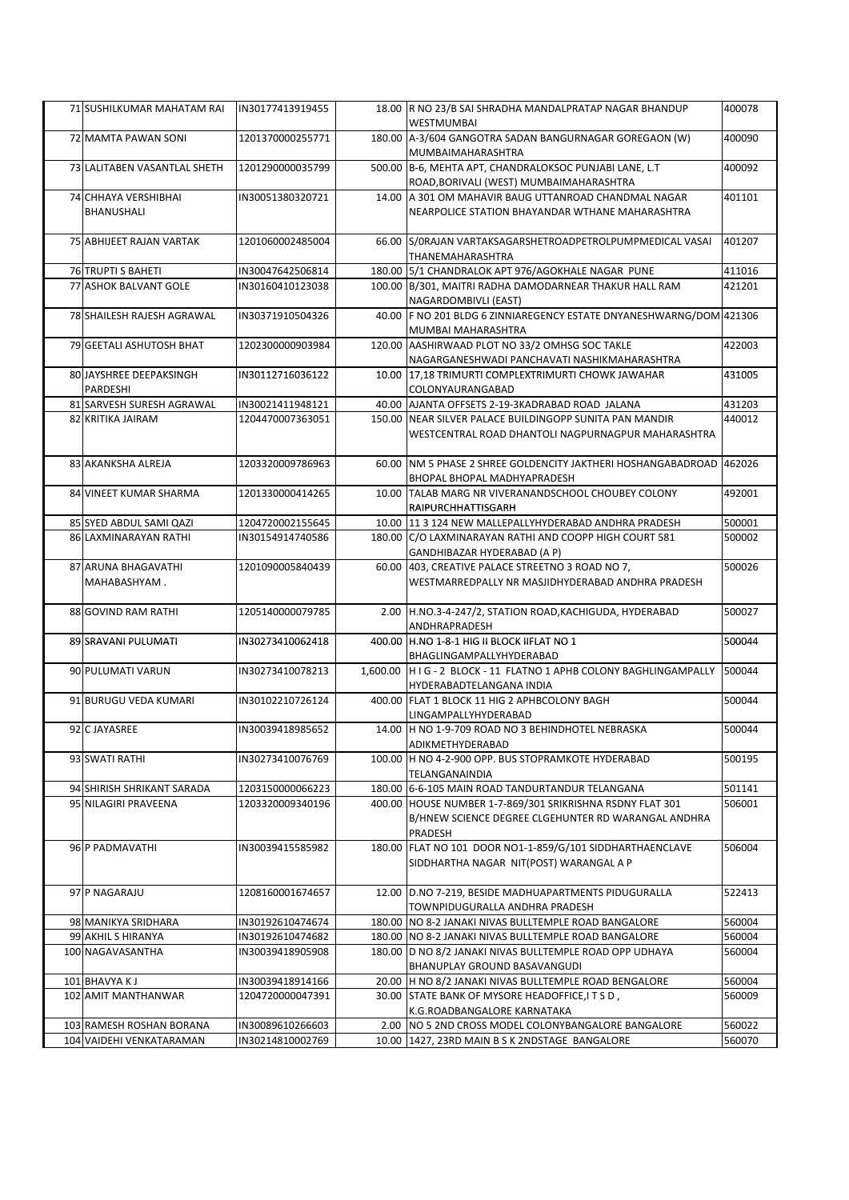| | | | | | |
|---|---|---|---|---|---|
| 71 | SUSHILKUMAR MAHATAM RAI | IN30177413919455 | 18.00 | R NO 23/B SAI SHRADHA MANDALPRATAP NAGAR BHANDUP WESTMUMBAI | 400078 |
| 72 | MAMTA PAWAN SONI | 1201370000255771 | 180.00 | A-3/604 GANGOTRA SADAN BANGURNAGAR GOREGAON (W) MUMBAIMAHARASHTRA | 400090 |
| 73 | LALITABEN VASANTLAL SHETH | 1201290000035799 | 500.00 | B-6, MEHTA APT, CHANDRALOKSOC PUNJABI LANE, L.T ROAD,BORIVALI (WEST) MUMBAIMAHARASHTRA | 400092 |
| 74 | CHHAYA VERSHIBHAI BHANUSHALI | IN30051380320721 | 14.00 | A 301 OM MAHAVIR BAUG UTTANROAD CHANDMAL NAGAR NEARPOLICE STATION BHAYANDAR WTHANE MAHARASHTRA | 401101 |
| 75 | ABHIJEET RAJAN VARTAK | 1201060002485004 | 66.00 | S/0RAJAN VARTAKSAGARSHETROADPETROLPUMPMEDICAL VASAI THANEMAHARASHTRA | 401207 |
| 76 | TRUPTI S BAHETI | IN30047642506814 | 180.00 | 5/1 CHANDRALOK APT 976/AGOKHALE NAGAR PUNE | 411016 |
| 77 | ASHOK BALVANT GOLE | IN30160410123038 | 100.00 | B/301, MAITRI RADHA DAMODARNEAR THAKUR HALL RAM NAGARDOMBIVLI (EAST) | 421201 |
| 78 | SHAILESH RAJESH AGRAWAL | IN30371910504326 | 40.00 | F NO 201 BLDG 6 ZINNIAREGENCY ESTATE DNYANESHWARNG/DOM MUMBAI MAHARASHTRA | 421306 |
| 79 | GEETALI ASHUTOSH BHAT | 1202300000903984 | 120.00 | AASHIRWAAD PLOT NO 33/2 OMHSG SOC TAKLE NAGARGANESHWADI PANCHAVATI NASHIKMAHARASHTRA | 422003 |
| 80 | JAYSHREE DEEPAKSINGH PARDESHI | IN30112716036122 | 10.00 | 17,18 TRIMURTI COMPLEXTRIMURTI CHOWK JAWAHAR COLONYAURANGABAD | 431005 |
| 81 | SARVESH SURESH AGRAWAL | IN30021411948121 | 40.00 | AJANTA OFFSETS 2-19-3KADRABAD ROAD JALANA | 431203 |
| 82 | KRITIKA JAIRAM | 1204470007363051 | 150.00 | NEAR SILVER PALACE BUILDINGOPP SUNITA PAN MANDIR WESTCENTRAL ROAD DHANTOLI NAGPURNAGPUR MAHARASHTRA | 440012 |
| 83 | AKANKSHA ALREJA | 1203320009786963 | 60.00 | NM 5 PHASE 2 SHREE GOLDENCITY JAKTHERI HOSHANGABADROAD BHOPAL BHOPAL MADHYAPRADESH | 462026 |
| 84 | VINEET KUMAR SHARMA | 1201330000414265 | 10.00 | TALAB MARG NR VIVERANANDSCHOOL CHOUBEY COLONY RAIPURCHHATTISGARH | 492001 |
| 85 | SYED ABDUL SAMI QAZI | 1204720002155645 | 10.00 | 11 3 124 NEW MALLEPALLYHYDERABAD ANDHRA PRADESH | 500001 |
| 86 | LAXMINARAYAN RATHI | IN30154914740586 | 180.00 | C/O LAXMINARAYAN RATHI AND COOPP HIGH COURT 581 GANDHIBAZAR HYDERABAD (A P) | 500002 |
| 87 | ARUNA BHAGAVATHI MAHABASHYAM . | 1201090005840439 | 60.00 | 403, CREATIVE PALACE STREETNO 3 ROAD NO 7, WESTMARREDPALLY NR MASJIDHYDERABAD ANDHRA PRADESH | 500026 |
| 88 | GOVIND RAM RATHI | 1205140000079785 | 2.00 | H.NO.3-4-247/2, STATION ROAD,KACHIGUDA, HYDERABAD ANDHRAPRADESH | 500027 |
| 89 | SRAVANI PULUMATI | IN30273410062418 | 400.00 | H.NO 1-8-1 HIG II BLOCK IIFLAT NO 1 BHAGLINGAMPALLYHYDERABAD | 500044 |
| 90 | PULUMATI VARUN | IN30273410078213 | 1,600.00 | H I G - 2 BLOCK - 11 FLATNO 1 APHB COLONY BAGHLINGAMPALLY HYDERABADTELANGANA INDIA | 500044 |
| 91 | BURUGU VEDA KUMARI | IN30102210726124 | 400.00 | FLAT 1 BLOCK 11 HIG 2 APHBCOLONY BAGH LINGAMPALLYHYDERABAD | 500044 |
| 92 | C JAYASREE | IN30039418985652 | 14.00 | H NO 1-9-709 ROAD NO 3 BEHINDHOTEL NEBRASKA ADIKMETHYDERABAD | 500044 |
| 93 | SWATI RATHI | IN30273410076769 | 100.00 | H NO 4-2-900 OPP. BUS STOPRAMKOTE HYDERABAD TELANGANAINDIA | 500195 |
| 94 | SHIRISH SHRIKANT SARADA | 1203150000066223 | 180.00 | 6-6-105 MAIN ROAD TANDURTANDUR TELANGANA | 501141 |
| 95 | NILAGIRI PRAVEENA | 1203320009340196 | 400.00 | HOUSE NUMBER 1-7-869/301 SRIKRISHNA RSDNY FLAT 301 B/HNEW SCIENCE DEGREE CLGEHUNTER RD WARANGAL ANDHRA PRADESH | 506001 |
| 96 | P PADMAVATHI | IN30039415585982 | 180.00 | FLAT NO 101 DOOR NO1-1-859/G/101 SIDDHARTHAENCLAVE SIDDHARTHA NAGAR NIT(POST) WARANGAL A P | 506004 |
| 97 | P NAGARAJU | 1208160001674657 | 12.00 | D.NO 7-219, BESIDE MADHUAPARTMENTS PIDUGURALLA TOWNPIDUGURALLA ANDHRA PRADESH | 522413 |
| 98 | MANIKYA SRIDHARA | IN30192610474674 | 180.00 | NO 8-2 JANAKI NIVAS BULLTEMPLE ROAD BANGALORE | 560004 |
| 99 | AKHIL S HIRANYA | IN30192610474682 | 180.00 | NO 8-2 JANAKI NIVAS BULLTEMPLE ROAD BANGALORE | 560004 |
| 100 | NAGAVASANTHA | IN30039418905908 | 180.00 | D NO 8/2 JANAKI NIVAS BULLTEMPLE ROAD OPP UDHAYA BHANUPLAY GROUND BASAVANGUDI | 560004 |
| 101 | BHAVYA K J | IN30039418914166 | 20.00 | H NO 8/2 JANAKI NIVAS BULLTEMPLE ROAD BENGALORE | 560004 |
| 102 | AMIT MANTHANWAR | 1204720000047391 | 30.00 | STATE BANK OF MYSORE HEADOFFICE,I T S D , K.G.ROADBANGALORE KARNATAKA | 560009 |
| 103 | RAMESH ROSHAN BORANA | IN30089610266603 | 2.00 | NO 5 2ND CROSS MODEL COLONYBANGALORE BANGALORE | 560022 |
| 104 | VAIDEHI VENKATARAMAN | IN30214810002769 | 10.00 | 1427, 23RD MAIN B S K 2NDSTAGE BANGALORE | 560070 |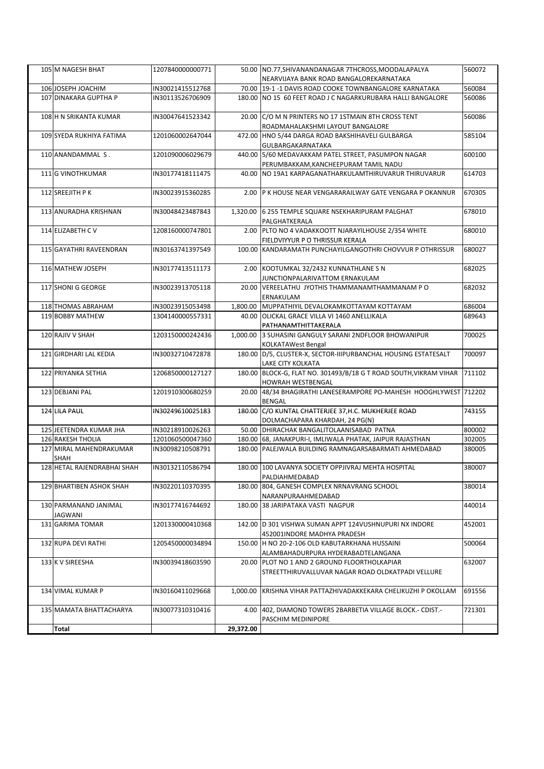| | | | | | |
|---|---|---|---|---|---|
| 105 | M NAGESH BHAT | 1207840000000771 | 50.00 | NO.77,SHIVANANDANAGAR 7THCROSS,MOODALAPALYA NEARVIJAYA BANK ROAD BANGALOREKARNATAKA | 560072 |
| 106 | JOSEPH JOACHIM | IN30021415512768 | 70.00 | 19-1 -1 DAVIS ROAD COOKE TOWNBANGALORE KARNATAKA | 560084 |
| 107 | DINAKARA GUPTHA P | IN30113526706909 | 180.00 | NO 15 60 FEET ROAD J C NAGARKURUBARA HALLI BANGALORE | 560086 |
| 108 | H N SRIKANTA KUMAR | IN30047641523342 | 20.00 | C/O M N PRINTERS NO 17 1STMAIN 8TH CROSS TENT ROADMAHALAKSHMI LAYOUT BANGALORE | 560086 |
| 109 | SYEDA RUKHIYA FATIMA | 1201060002647044 | 472.00 | HNO 5/44 DARGA ROAD BAKSHIHAVELI GULBARGA GULBARGAKARNATAKA | 585104 |
| 110 | ANANDAMMAL S . | 1201090006029679 | 440.00 | 5/60 MEDAVAKKAM PATEL STREET, PASUMPON NAGAR PERUMBAKKAM,KANCHEEPURAM TAMIL NADU | 600100 |
| 111 | G VINOTHKUMAR | IN30177418111475 | 40.00 | NO 19A1 KARPAGANATHARKULAMTHIRUVARUR THIRUVARUR | 614703 |
| 112 | SREEJITH P K | IN30023915360285 | 2.00 | P K HOUSE NEAR VENGARARAILWAY GATE VENGARA P OKANNUR | 670305 |
| 113 | ANURADHA KRISHNAN | IN30048423487843 | 1,320.00 | 6 255 TEMPLE SQUARE NSEKHARIPURAM PALGHAT PALGHATKERALA | 678010 |
| 114 | ELIZABETH C V | 1208160000747801 | 2.00 | PLTO NO 4 VADAKKOOTT NJARAYILHOUSE 2/354 WHITE FIELDVIYYUR P O THRISSUR KERALA | 680010 |
| 115 | GAYATHRI RAVEENDRAN | IN30163741397549 | 100.00 | KANDARAMATH PUNCHAYILGANGOTHRI CHOVVUR P OTHRISSUR | 680027 |
| 116 | MATHEW JOSEPH | IN30177413511173 | 2.00 | KOOTUMKAL 32/2432 KUNNATHLANE S N JUNCTIONPALARIVATTOM ERNAKULAM | 682025 |
| 117 | SHONI G GEORGE | IN30023913705118 | 20.00 | VEREELATHU JYOTHIS THAMMANAMTHAMMANAM P O ERNAKULAM | 682032 |
| 118 | THOMAS ABRAHAM | IN30023915053498 | 1,800.00 | MUPPATHIYIL DEVALOKAMKOTTAYAM KOTTAYAM | 686004 |
| 119 | BOBBY MATHEW | 1304140000557331 | 40.00 | OLICKAL GRACE VILLA VI 1460 ANELLIKALA PATHANAMTHITTAKERALA | 689643 |
| 120 | RAJIV V SHAH | 1203150000242436 | 1,000.00 | 3 SUHASINI GANGULY SARANI 2NDFLOOR BHOWANIPUR KOLKATAWest Bengal | 700025 |
| 121 | GIRDHARI LAL KEDIA | IN30032710472878 | 180.00 | D/5, CLUSTER-X, SECTOR-IIIPURBANCHAL HOUSING ESTATESALT LAKE CITY KOLKATA | 700097 |
| 122 | PRIYANKA SETHIA | 1206850000127127 | 180.00 | BLOCK-G, FLAT NO. 301493/B/18 G T ROAD SOUTH,VIKRAM VIHAR HOWRAH WESTBENGAL | 711102 |
| 123 | DEBJANI PAL | 1201910300680259 | 20.00 | 48/34 BHAGIRATHI LANESERAMPORE PO-MAHESH HOOGHLYWEST BENGAL | 712202 |
| 124 | LILA PAUL | IN30249610025183 | 180.00 | C/O KUNTAL CHATTERJEE 37,H.C. MUKHERJEE ROAD DOLMACHAPARA KHARDAH, 24 PG(N) | 743155 |
| 125 | JEETENDRA KUMAR JHA | IN30218910026263 | 50.00 | DHIRACHAK BANGALITOLAANISABAD PATNA | 800002 |
| 126 | RAKESH THOLIA | 1201060500047360 | 180.00 | 68, JANAKPURI-I, IMLIWALA PHATAK, JAIPUR RAJASTHAN | 302005 |
| 127 | MIRAL MAHENDRAKUMAR SHAH | IN30098210508791 | 180.00 | PALEJWALA BUILDING RAMNAGARSABARMATI AHMEDABAD | 380005 |
| 128 | HETAL RAJENDRABHAI SHAH | IN30132110586794 | 180.00 | 100 LAVANYA SOCIETY OPPJIVRAJ MEHTA HOSPITAL PALDIAHMEDABAD | 380007 |
| 129 | BHARTIBEN ASHOK SHAH | IN30220110370395 | 180.00 | 804, GANESH COMPLEX NRNAVRANG SCHOOL NARANPURAAHMEDABAD | 380014 |
| 130 | PARMANAND JANIMAL JAGWANI | IN30177416744692 | 180.00 | 38 JARIPATAKA VASTI NAGPUR | 440014 |
| 131 | GARIMA TOMAR | 1201330000410368 | 142.00 | D 301 VISHWA SUMAN APPT 124VUSHNUPURI NX INDORE 452001INDORE MADHYA PRADESH | 452001 |
| 132 | RUPA DEVI RATHI | 1205450000034894 | 150.00 | H NO 20-2-106 OLD KABUTARKHANA HUSSAINI ALAMBAHADURPURA HYDERABADTELANGANA | 500064 |
| 133 | K V SIREESHA | IN30039418603590 | 20.00 | PLOT NO 1 AND 2 GROUND FLOORTHOLKAPIAR STREETTHIRUVALLUVAR NAGAR ROAD OLDKATPADI VELLURE | 632007 |
| 134 | VIMAL KUMAR P | IN30160411029668 | 1,000.00 | KRISHNA VIHAR PATTAZHIVADAKKEKARA CHELIKUZHI P OKOLLAM | 691556 |
| 135 | MAMATA BHATTACHARYA | IN30077310310416 | 4.00 | 402, DIAMOND TOWERS 2BARBETIA VILLAGE BLOCK.- CDIST.- PASCHIM MEDINIPORE | 721301 |
| | **Total** | | **29,372.00** | | |